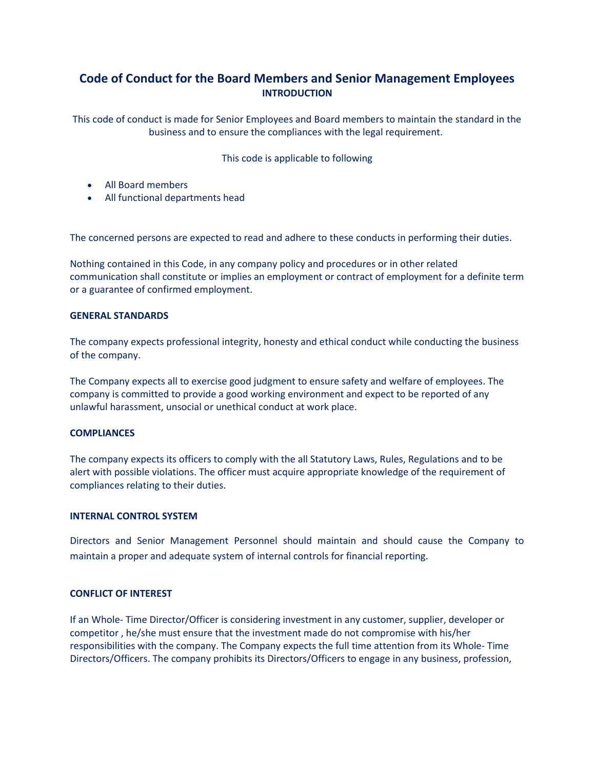# Code of Conduct for the Board Members and Senior Management Employees

## INTRODUCTION

This code of conduct is made for Senior Employees and Board members to maintain the standard in the business and to ensure the compliances with the legal requirement.

This code is applicable to following

- All Board members
- All functional departments head

The concerned persons are expected to read and adhere to these conducts in performing their duties.

Nothing contained in this Code, in any company policy and procedures or in other related communication shall constitute or implies an employment or contract of employment for a definite term or a guarantee of confirmed employment.

### GENERAL STANDARDS

The company expects professional integrity, honesty and ethical conduct while conducting the business of the company.

The Company expects all to exercise good judgment to ensure safety and welfare of employees. The company is committed to provide a good working environment and expect to be reported of any unlawful harassment, unsocial or unethical conduct at work place.

### COMPLIANCES

The company expects its officers to comply with the all Statutory Laws, Rules, Regulations and to be alert with possible violations. The officer must acquire appropriate knowledge of the requirement of compliances relating to their duties.

### INTERNAL CONTROL SYSTEM

Directors and Senior Management Personnel should maintain and should cause the Company to maintain a proper and adequate system of internal controls for financial reporting.

### CONFLICT OF INTEREST

If an Whole- Time Director/Officer is considering investment in any customer, supplier, developer or competitor , he/she must ensure that the investment made do not compromise with his/her responsibilities with the company. The Company expects the full time attention from its Whole- Time Directors/Officers. The company prohibits its Directors/Officers to engage in any business, profession,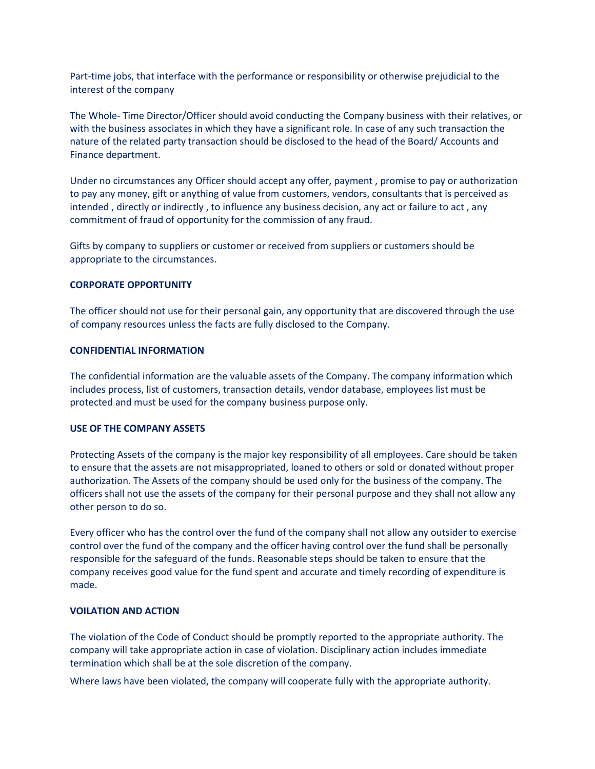Part-time jobs, that interface with the performance or responsibility or otherwise prejudicial to the interest of the company

The Whole- Time Director/Officer should avoid conducting the Company business with their relatives, or with the business associates in which they have a significant role. In case of any such transaction the nature of the related party transaction should be disclosed to the head of the Board/ Accounts and Finance department.

Under no circumstances any Officer should accept any offer, payment , promise to pay or authorization to pay any money, gift or anything of value from customers, vendors, consultants that is perceived as intended , directly or indirectly , to influence any business decision, any act or failure to act , any commitment of fraud of opportunity for the commission of any fraud.

Gifts by company to suppliers or customer or received from suppliers or customers should be appropriate to the circumstances.

**CORPORATE OPPORTUNITY**

The officer should not use for their personal gain, any opportunity that are discovered through the use of company resources unless the facts are fully disclosed to the Company.

**CONFIDENTIAL INFORMATION**

The confidential information are the valuable assets of the Company. The company information which includes process, list of customers, transaction details, vendor database, employees list must be protected and must be used for the company business purpose only.

**USE OF THE COMPANY ASSETS**

Protecting Assets of the company is the major key responsibility of all employees. Care should be taken to ensure that the assets are not misappropriated, loaned to others or sold or donated without proper authorization. The Assets of the company should be used only for the business of the company. The officers shall not use the assets of the company for their personal purpose and they shall not allow any other person to do so.

Every officer who has the control over the fund of the company shall not allow any outsider to exercise control over the fund of the company and the officer having control over the fund shall be personally responsible for the safeguard of the funds. Reasonable steps should be taken to ensure that the company receives good value for the fund spent and accurate and timely recording of expenditure is made.

**VOILATION AND ACTION**

The violation of the Code of Conduct should be promptly reported to the appropriate authority. The company will take appropriate action in case of violation. Disciplinary action includes immediate termination which shall be at the sole discretion of the company.

Where laws have been violated, the company will cooperate fully with the appropriate authority.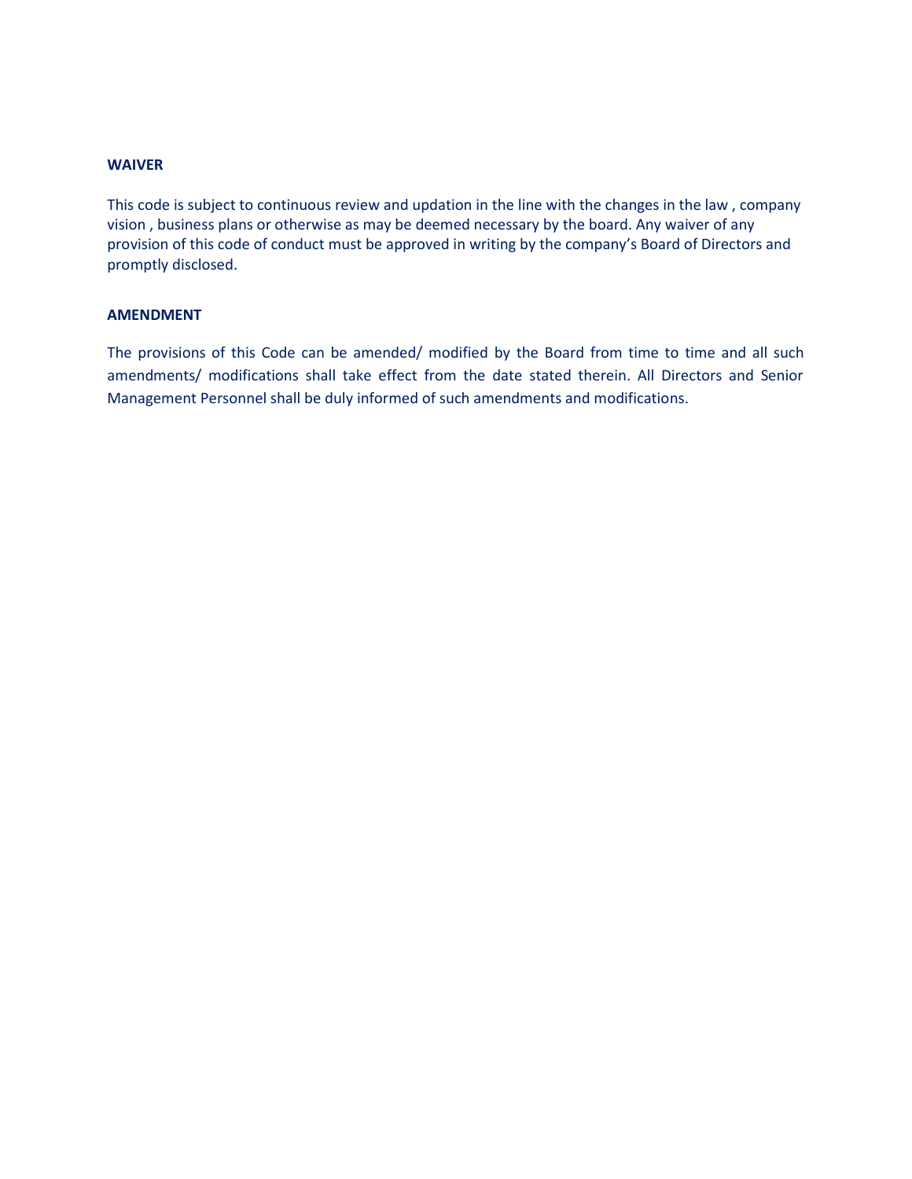**WAIVER**

This code is subject to continuous review and updation in the line with the changes in the law , company vision , business plans or otherwise as may be deemed necessary by the board. Any waiver of any provision of this code of conduct must be approved in writing by the company's Board of Directors and promptly disclosed.

**AMENDMENT**

The provisions of this Code can be amended/ modified by the Board from time to time and all such amendments/ modifications shall take effect from the date stated therein. All Directors and Senior Management Personnel shall be duly informed of such amendments and modifications.